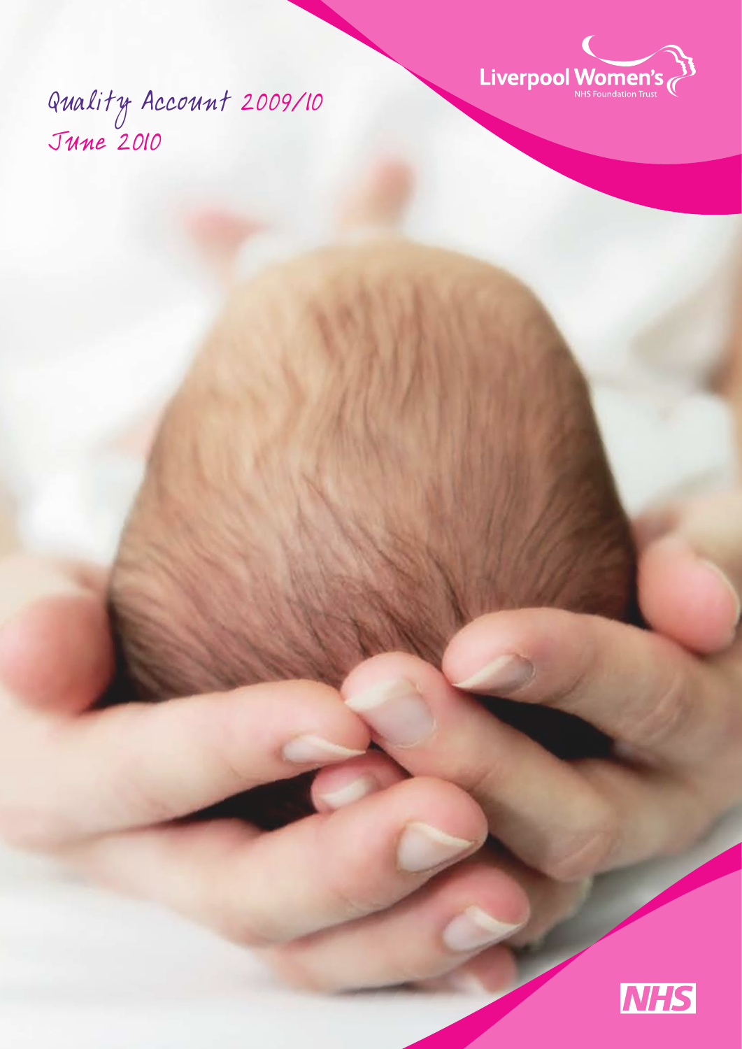# Quality Account 2009/10

June 2010

Liverpool Women's NHS Foundation Trust

NHS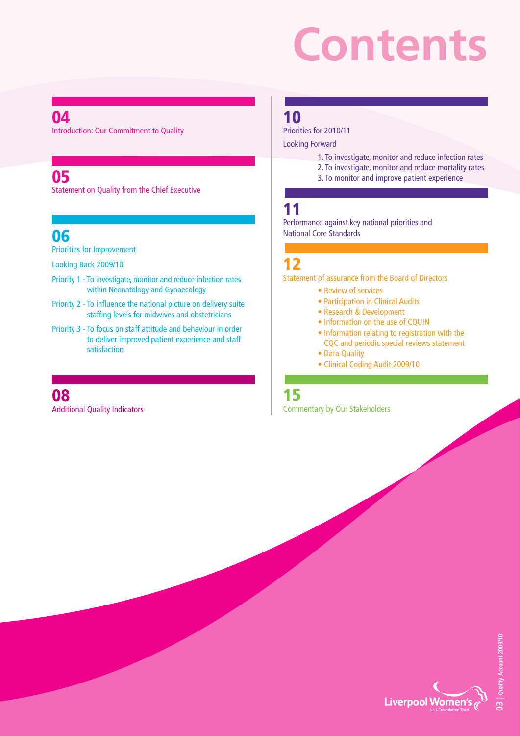# Contents

**04**
Introduction: Our Commitment to Quality

**05**
Statement on Quality from the Chief Executive

**06**
Priorities for Improvement

Looking Back 2009/10

Priority 1 - To investigate, monitor and reduce infection rates within Neonatology and Gynaecology

Priority 2 - To influence the national picture on delivery suite staffing levels for midwives and obstetricians

Priority 3 - To focus on staff attitude and behaviour in order to deliver improved patient experience and staff satisfaction

**08**
Additional Quality Indicators

**10**
Priorities for 2010/11

Looking Forward

1. To investigate, monitor and reduce infection rates
2. To investigate, monitor and reduce mortality rates
3. To monitor and improve patient experience

**11**
Performance against key national priorities and National Core Standards

**12**
Statement of assurance from the Board of Directors

- Review of services
- Participation in Clinical Audits
- Research & Development
- Information on the use of CQUIN
- Information relating to registration with the CQC and periodic special reviews statement
- Data Quality
- Clinical Coding Audit 2009/10

**15**
Commentary by Our Stakeholders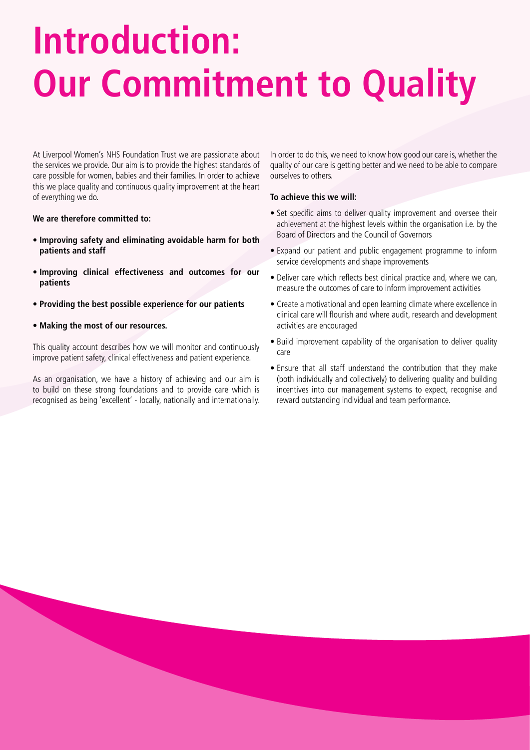# Introduction: Our Commitment to Quality

At Liverpool Women's NHS Foundation Trust we are passionate about the services we provide. Our aim is to provide the highest standards of care possible for women, babies and their families. In order to achieve this we place quality and continuous quality improvement at the heart of everything we do.

**We are therefore committed to:**

- **Improving safety and eliminating avoidable harm for both patients and staff**
- **Improving clinical effectiveness and outcomes for our patients**
- **Providing the best possible experience for our patients**
- **Making the most of our resources.**

This quality account describes how we will monitor and continuously improve patient safety, clinical effectiveness and patient experience.

As an organisation, we have a history of achieving and our aim is to build on these strong foundations and to provide care which is recognised as being 'excellent' - locally, nationally and internationally.

In order to do this, we need to know how good our care is, whether the quality of our care is getting better and we need to be able to compare ourselves to others.

**To achieve this we will:**

- Set specific aims to deliver quality improvement and oversee their achievement at the highest levels within the organisation i.e. by the Board of Directors and the Council of Governors
- Expand our patient and public engagement programme to inform service developments and shape improvements
- Deliver care which reflects best clinical practice and, where we can, measure the outcomes of care to inform improvement activities
- Create a motivational and open learning climate where excellence in clinical care will flourish and where audit, research and development activities are encouraged
- Build improvement capability of the organisation to deliver quality care
- Ensure that all staff understand the contribution that they make (both individually and collectively) to delivering quality and building incentives into our management systems to expect, recognise and reward outstanding individual and team performance.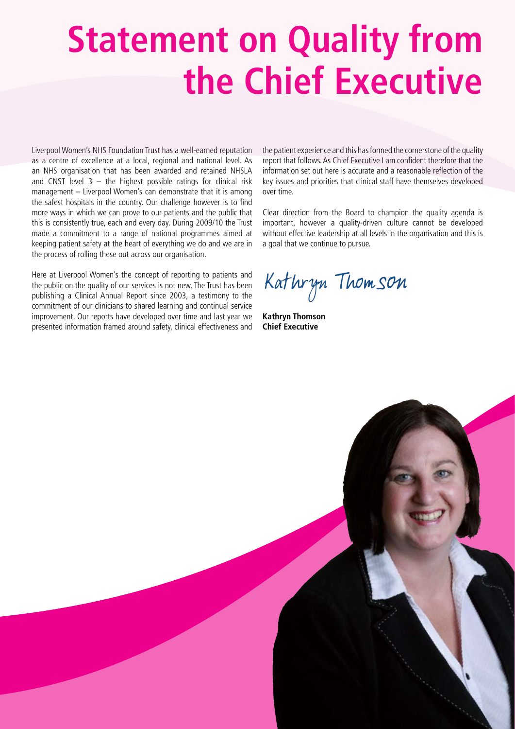# Statement on Quality from the Chief Executive

Liverpool Women's NHS Foundation Trust has a well-earned reputation as a centre of excellence at a local, regional and national level. As an NHS organisation that has been awarded and retained NHSLA and CNST level 3 – the highest possible ratings for clinical risk management – Liverpool Women's can demonstrate that it is among the safest hospitals in the country. Our challenge however is to find more ways in which we can prove to our patients and the public that this is consistently true, each and every day. During 2009/10 the Trust made a commitment to a range of national programmes aimed at keeping patient safety at the heart of everything we do and we are in the process of rolling these out across our organisation.

Here at Liverpool Women's the concept of reporting to patients and the public on the quality of our services is not new. The Trust has been publishing a Clinical Annual Report since 2003, a testimony to the commitment of our clinicians to shared learning and continual service improvement. Our reports have developed over time and last year we presented information framed around safety, clinical effectiveness and the patient experience and this has formed the cornerstone of the quality report that follows. As Chief Executive I am confident therefore that the information set out here is accurate and a reasonable reflection of the key issues and priorities that clinical staff have themselves developed over time.

Clear direction from the Board to champion the quality agenda is important, however a quality-driven culture cannot be developed without effective leadership at all levels in the organisation and this is a goal that we continue to pursue.

Kathryn Thomson

**Kathryn Thomson**
**Chief Executive**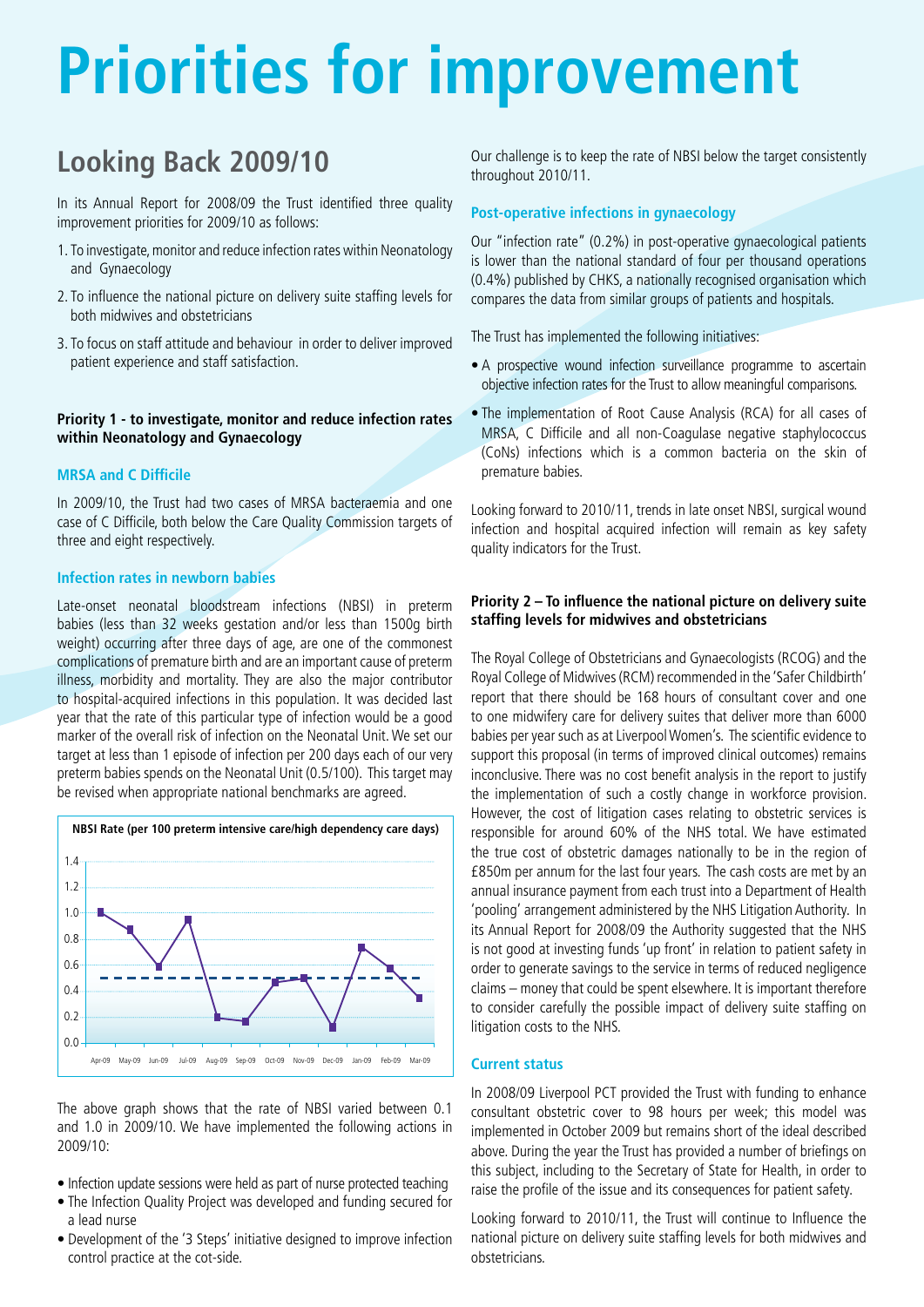# Priorities for improvement

## Looking Back 2009/10

In its Annual Report for 2008/09 the Trust identified three quality improvement priorities for 2009/10 as follows:

1. To investigate, monitor and reduce infection rates within Neonatology and Gynaecology
2. To influence the national picture on delivery suite staffing levels for both midwives and obstetricians
3. To focus on staff attitude and behaviour in order to deliver improved patient experience and staff satisfaction.

### Priority 1 - to investigate, monitor and reduce infection rates within Neonatology and Gynaecology

#### MRSA and C Difficile

In 2009/10, the Trust had two cases of MRSA bacteraemia and one case of C Difficile, both below the Care Quality Commission targets of three and eight respectively.

#### Infection rates in newborn babies

Late-onset neonatal bloodstream infections (NBSI) in preterm babies (less than 32 weeks gestation and/or less than 1500g birth weight) occurring after three days of age, are one of the commonest complications of premature birth and are an important cause of preterm illness, morbidity and mortality. They are also the major contributor to hospital-acquired infections in this population. It was decided last year that the rate of this particular type of infection would be a good marker of the overall risk of infection on the Neonatal Unit. We set our target at less than 1 episode of infection per 200 days each of our very preterm babies spends on the Neonatal Unit (0.5/100). This target may be revised when appropriate national benchmarks are agreed.

**NBSI Rate (per 100 preterm intensive care/high dependency care days)**

| Month | Apr-09 | May-09 | Jun-09 | Jul-09 | Aug-09 | Sep-09 | Oct-09 | Nov-09 | Dec-09 | Jan-09 | Feb-09 | Mar-09 |
|---|---|---|---|---|---|---|---|---|---|---|---|---|
| NBSI Rate | 1.0 | 0.87 | 0.58 | 0.95 | 0.19 | 0.16 | 0.47 | 0.5 | 0.12 | 0.74 | 0.57 | 0.35 |

The above graph shows that the rate of NBSI varied between 0.1 and 1.0 in 2009/10. We have implemented the following actions in 2009/10:

- Infection update sessions were held as part of nurse protected teaching
- The Infection Quality Project was developed and funding secured for a lead nurse
- Development of the '3 Steps' initiative designed to improve infection control practice at the cot-side.

Our challenge is to keep the rate of NBSI below the target consistently throughout 2010/11.

#### Post-operative infections in gynaecology

Our "infection rate" (0.2%) in post-operative gynaecological patients is lower than the national standard of four per thousand operations (0.4%) published by CHKS, a nationally recognised organisation which compares the data from similar groups of patients and hospitals.

The Trust has implemented the following initiatives:

- A prospective wound infection surveillance programme to ascertain objective infection rates for the Trust to allow meaningful comparisons.
- The implementation of Root Cause Analysis (RCA) for all cases of MRSA, C Difficile and all non-Coagulase negative staphylococcus (CoNs) infections which is a common bacteria on the skin of premature babies.

Looking forward to 2010/11, trends in late onset NBSI, surgical wound infection and hospital acquired infection will remain as key safety quality indicators for the Trust.

### Priority 2 – To influence the national picture on delivery suite staffing levels for midwives and obstetricians

The Royal College of Obstetricians and Gynaecologists (RCOG) and the Royal College of Midwives (RCM) recommended in the 'Safer Childbirth' report that there should be 168 hours of consultant cover and one to one midwifery care for delivery suites that deliver more than 6000 babies per year such as at Liverpool Women's. The scientific evidence to support this proposal (in terms of improved clinical outcomes) remains inconclusive. There was no cost benefit analysis in the report to justify the implementation of such a costly change in workforce provision. However, the cost of litigation cases relating to obstetric services is responsible for around 60% of the NHS total. We have estimated the true cost of obstetric damages nationally to be in the region of £850m per annum for the last four years. The cash costs are met by an annual insurance payment from each trust into a Department of Health 'pooling' arrangement administered by the NHS Litigation Authority. In its Annual Report for 2008/09 the Authority suggested that the NHS is not good at investing funds 'up front' in relation to patient safety in order to generate savings to the service in terms of reduced negligence claims – money that could be spent elsewhere. It is important therefore to consider carefully the possible impact of delivery suite staffing on litigation costs to the NHS.

#### Current status

In 2008/09 Liverpool PCT provided the Trust with funding to enhance consultant obstetric cover to 98 hours per week; this model was implemented in October 2009 but remains short of the ideal described above. During the year the Trust has provided a number of briefings on this subject, including to the Secretary of State for Health, in order to raise the profile of the issue and its consequences for patient safety.

Looking forward to 2010/11, the Trust will continue to Influence the national picture on delivery suite staffing levels for both midwives and obstetricians.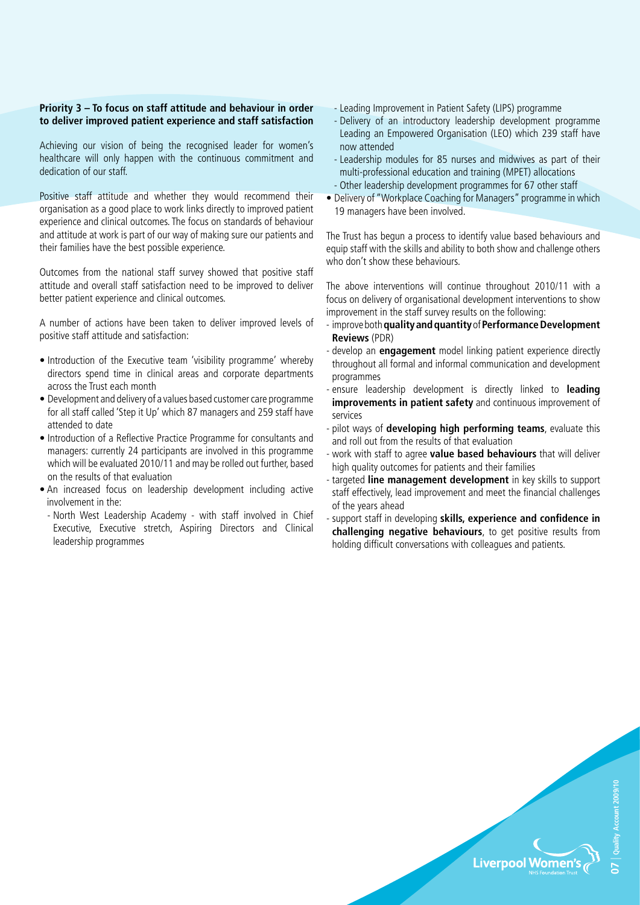**Priority 3 – To focus on staff attitude and behaviour in order to deliver improved patient experience and staff satisfaction**

Achieving our vision of being the recognised leader for women's healthcare will only happen with the continuous commitment and dedication of our staff.

Positive staff attitude and whether they would recommend their organisation as a good place to work links directly to improved patient experience and clinical outcomes. The focus on standards of behaviour and attitude at work is part of our way of making sure our patients and their families have the best possible experience.

Outcomes from the national staff survey showed that positive staff attitude and overall staff satisfaction need to be improved to deliver better patient experience and clinical outcomes.

A number of actions have been taken to deliver improved levels of positive staff attitude and satisfaction:

- Introduction of the Executive team 'visibility programme' whereby directors spend time in clinical areas and corporate departments across the Trust each month
- Development and delivery of a values based customer care programme for all staff called 'Step it Up' which 87 managers and 259 staff have attended to date
- Introduction of a Reflective Practice Programme for consultants and managers: currently 24 participants are involved in this programme which will be evaluated 2010/11 and may be rolled out further, based on the results of that evaluation
- An increased focus on leadership development including active involvement in the:
  - North West Leadership Academy - with staff involved in Chief Executive, Executive stretch, Aspiring Directors and Clinical leadership programmes
  - Leading Improvement in Patient Safety (LIPS) programme
  - Delivery of an introductory leadership development programme Leading an Empowered Organisation (LEO) which 239 staff have now attended
  - Leadership modules for 85 nurses and midwives as part of their multi-professional education and training (MPET) allocations
  - Other leadership development programmes for 67 other staff
- Delivery of "Workplace Coaching for Managers" programme in which 19 managers have been involved.

The Trust has begun a process to identify value based behaviours and equip staff with the skills and ability to both show and challenge others who don't show these behaviours.

The above interventions will continue throughout 2010/11 with a focus on delivery of organisational development interventions to show improvement in the staff survey results on the following:

- improve both **quality and quantity** of **Performance Development Reviews** (PDR)
- develop an **engagement** model linking patient experience directly throughout all formal and informal communication and development programmes
- ensure leadership development is directly linked to **leading improvements in patient safety** and continuous improvement of services
- pilot ways of **developing high performing teams**, evaluate this and roll out from the results of that evaluation
- work with staff to agree **value based behaviours** that will deliver high quality outcomes for patients and their families
- targeted **line management development** in key skills to support staff effectively, lead improvement and meet the financial challenges of the years ahead
- support staff in developing **skills, experience and confidence in challenging negative behaviours**, to get positive results from holding difficult conversations with colleagues and patients.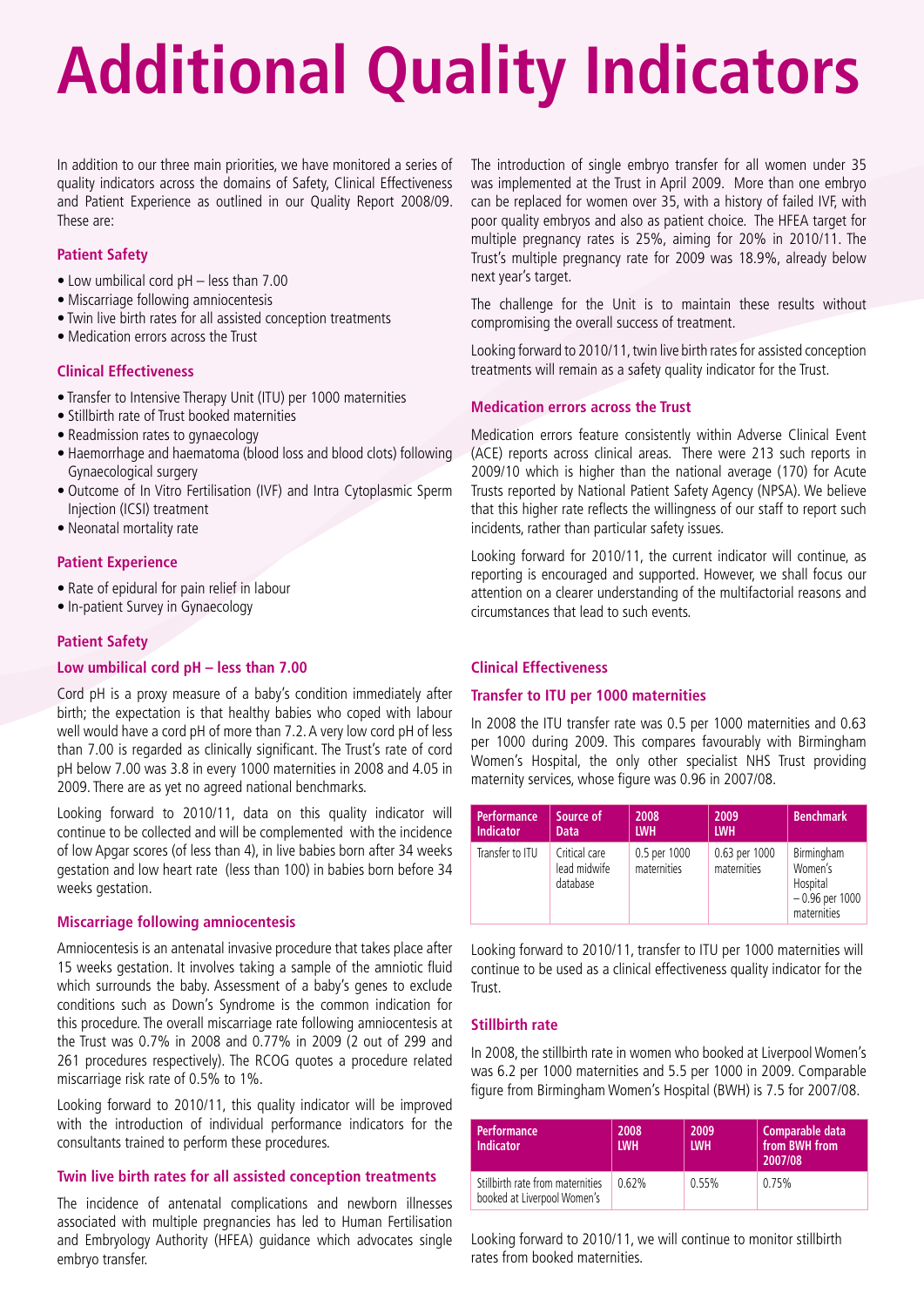# Additional Quality Indicators

In addition to our three main priorities, we have monitored a series of quality indicators across the domains of Safety, Clinical Effectiveness and Patient Experience as outlined in our Quality Report 2008/09. These are:

### Patient Safety

- Low umbilical cord pH – less than 7.00
- Miscarriage following amniocentesis
- Twin live birth rates for all assisted conception treatments
- Medication errors across the Trust

### Clinical Effectiveness

- Transfer to Intensive Therapy Unit (ITU) per 1000 maternities
- Stillbirth rate of Trust booked maternities
- Readmission rates to gynaecology
- Haemorrhage and haematoma (blood loss and blood clots) following Gynaecological surgery
- Outcome of In Vitro Fertilisation (IVF) and Intra Cytoplasmic Sperm Injection (ICSI) treatment
- Neonatal mortality rate

### Patient Experience

- Rate of epidural for pain relief in labour
- In-patient Survey in Gynaecology

## Patient Safety

### Low umbilical cord pH – less than 7.00

Cord pH is a proxy measure of a baby's condition immediately after birth; the expectation is that healthy babies who coped with labour well would have a cord pH of more than 7.2. A very low cord pH of less than 7.00 is regarded as clinically significant. The Trust's rate of cord pH below 7.00 was 3.8 in every 1000 maternities in 2008 and 4.05 in 2009. There are as yet no agreed national benchmarks.

Looking forward to 2010/11, data on this quality indicator will continue to be collected and will be complemented with the incidence of low Apgar scores (of less than 4), in live babies born after 34 weeks gestation and low heart rate (less than 100) in babies born before 34 weeks gestation.

### Miscarriage following amniocentesis

Amniocentesis is an antenatal invasive procedure that takes place after 15 weeks gestation. It involves taking a sample of the amniotic fluid which surrounds the baby. Assessment of a baby's genes to exclude conditions such as Down's Syndrome is the common indication for this procedure. The overall miscarriage rate following amniocentesis at the Trust was 0.7% in 2008 and 0.77% in 2009 (2 out of 299 and 261 procedures respectively). The RCOG quotes a procedure related miscarriage risk rate of 0.5% to 1%.

Looking forward to 2010/11, this quality indicator will be improved with the introduction of individual performance indicators for the consultants trained to perform these procedures.

### Twin live birth rates for all assisted conception treatments

The incidence of antenatal complications and newborn illnesses associated with multiple pregnancies has led to Human Fertilisation and Embryology Authority (HFEA) guidance which advocates single embryo transfer.

The introduction of single embryo transfer for all women under 35 was implemented at the Trust in April 2009. More than one embryo can be replaced for women over 35, with a history of failed IVF, with poor quality embryos and also as patient choice. The HFEA target for multiple pregnancy rates is 25%, aiming for 20% in 2010/11. The Trust's multiple pregnancy rate for 2009 was 18.9%, already below next year's target.

The challenge for the Unit is to maintain these results without compromising the overall success of treatment.

Looking forward to 2010/11, twin live birth rates for assisted conception treatments will remain as a safety quality indicator for the Trust.

### Medication errors across the Trust

Medication errors feature consistently within Adverse Clinical Event (ACE) reports across clinical areas. There were 213 such reports in 2009/10 which is higher than the national average (170) for Acute Trusts reported by National Patient Safety Agency (NPSA). We believe that this higher rate reflects the willingness of our staff to report such incidents, rather than particular safety issues.

Looking forward for 2010/11, the current indicator will continue, as reporting is encouraged and supported. However, we shall focus our attention on a clearer understanding of the multifactorial reasons and circumstances that lead to such events.

## Clinical Effectiveness

### Transfer to ITU per 1000 maternities

In 2008 the ITU transfer rate was 0.5 per 1000 maternities and 0.63 per 1000 during 2009. This compares favourably with Birmingham Women's Hospital, the only other specialist NHS Trust providing maternity services, whose figure was 0.96 in 2007/08.

| Performance Indicator | Source of Data | 2008 LWH | 2009 LWH | Benchmark |
|---|---|---|---|---|
| Transfer to ITU | Critical care lead midwife database | 0.5 per 1000 maternities | 0.63 per 1000 maternities | Birmingham Women's Hospital – 0.96 per 1000 maternities |

Looking forward to 2010/11, transfer to ITU per 1000 maternities will continue to be used as a clinical effectiveness quality indicator for the Trust.

### Stillbirth rate

In 2008, the stillbirth rate in women who booked at Liverpool Women's was 6.2 per 1000 maternities and 5.5 per 1000 in 2009. Comparable figure from Birmingham Women's Hospital (BWH) is 7.5 for 2007/08.

| Performance Indicator | 2008 LWH | 2009 LWH | Comparable data from BWH from 2007/08 |
|---|---|---|---|
| Stillbirth rate from maternities booked at Liverpool Women's | 0.62% | 0.55% | 0.75% |

Looking forward to 2010/11, we will continue to monitor stillbirth rates from booked maternities.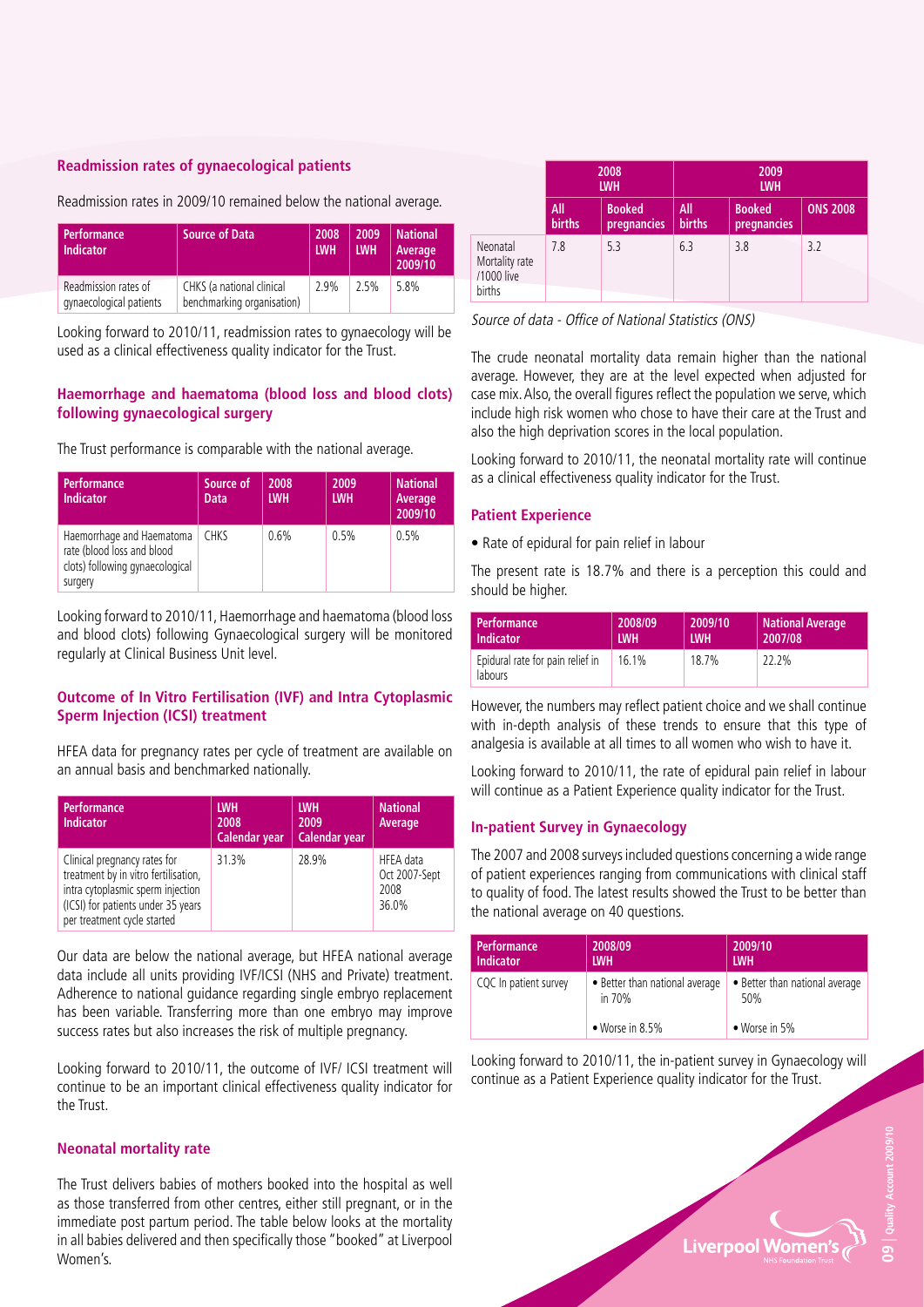### Readmission rates of gynaecological patients

Readmission rates in 2009/10 remained below the national average.

| Performance Indicator | Source of Data | 2008 LWH | 2009 LWH | National Average 2009/10 |
|---|---|---|---|---|
| Readmission rates of gynaecological patients | CHKS (a national clinical benchmarking organisation) | 2.9% | 2.5% | 5.8% |

Looking forward to 2010/11, readmission rates to gynaecology will be used as a clinical effectiveness quality indicator for the Trust.

### Haemorrhage and haematoma (blood loss and blood clots) following gynaecological surgery

The Trust performance is comparable with the national average.

| Performance Indicator | Source of Data | 2008 LWH | 2009 LWH | National Average 2009/10 |
|---|---|---|---|---|
| Haemorrhage and Haematoma rate (blood loss and blood clots) following gynaecological surgery | CHKS | 0.6% | 0.5% | 0.5% |

Looking forward to 2010/11, Haemorrhage and haematoma (blood loss and blood clots) following Gynaecological surgery will be monitored regularly at Clinical Business Unit level.

### Outcome of In Vitro Fertilisation (IVF) and Intra Cytoplasmic Sperm Injection (ICSI) treatment

HFEA data for pregnancy rates per cycle of treatment are available on an annual basis and benchmarked nationally.

| Performance Indicator | LWH 2008 Calendar year | LWH 2009 Calendar year | National Average |
|---|---|---|---|
| Clinical pregnancy rates for treatment by in vitro fertilisation, intra cytoplasmic sperm injection (ICSI) for patients under 35 years per treatment cycle started | 31.3% | 28.9% | HFEA data Oct 2007-Sept 2008 36.0% |

Our data are below the national average, but HFEA national average data include all units providing IVF/ICSI (NHS and Private) treatment. Adherence to national guidance regarding single embryo replacement has been variable. Transferring more than one embryo may improve success rates but also increases the risk of multiple pregnancy.

Looking forward to 2010/11, the outcome of IVF/ ICSI treatment will continue to be an important clinical effectiveness quality indicator for the Trust.

### Neonatal mortality rate

The Trust delivers babies of mothers booked into the hospital as well as those transferred from other centres, either still pregnant, or in the immediate post partum period. The table below looks at the mortality in all babies delivered and then specifically those "booked" at Liverpool Women's.

| | 2008 LWH | | 2009 LWH | | |
|---|---|---|---|---|---|
| | All births | Booked pregnancies | All births | Booked pregnancies | ONS 2008 |
| Neonatal Mortality rate /1000 live births | 7.8 | 5.3 | 6.3 | 3.8 | 3.2 |

*Source of data - Office of National Statistics (ONS)*

The crude neonatal mortality data remain higher than the national average. However, they are at the level expected when adjusted for case mix. Also, the overall figures reflect the population we serve, which include high risk women who chose to have their care at the Trust and also the high deprivation scores in the local population.

Looking forward to 2010/11, the neonatal mortality rate will continue as a clinical effectiveness quality indicator for the Trust.

### Patient Experience

- Rate of epidural for pain relief in labour

The present rate is 18.7% and there is a perception this could and should be higher.

| Performance Indicator | 2008/09 LWH | 2009/10 LWH | National Average 2007/08 |
|---|---|---|---|
| Epidural rate for pain relief in labours | 16.1% | 18.7% | 22.2% |

However, the numbers may reflect patient choice and we shall continue with in-depth analysis of these trends to ensure that this type of analgesia is available at all times to all women who wish to have it.

Looking forward to 2010/11, the rate of epidural pain relief in labour will continue as a Patient Experience quality indicator for the Trust.

### In-patient Survey in Gynaecology

The 2007 and 2008 surveys included questions concerning a wide range of patient experiences ranging from communications with clinical staff to quality of food. The latest results showed the Trust to be better than the national average on 40 questions.

| Performance Indicator | 2008/09 LWH | 2009/10 LWH |
|---|---|---|
| CQC In patient survey | • Better than national average in 70% | • Better than national average 50% |
| | • Worse in 8.5% | • Worse in 5% |

Looking forward to 2010/11, the in-patient survey in Gynaecology will continue as a Patient Experience quality indicator for the Trust.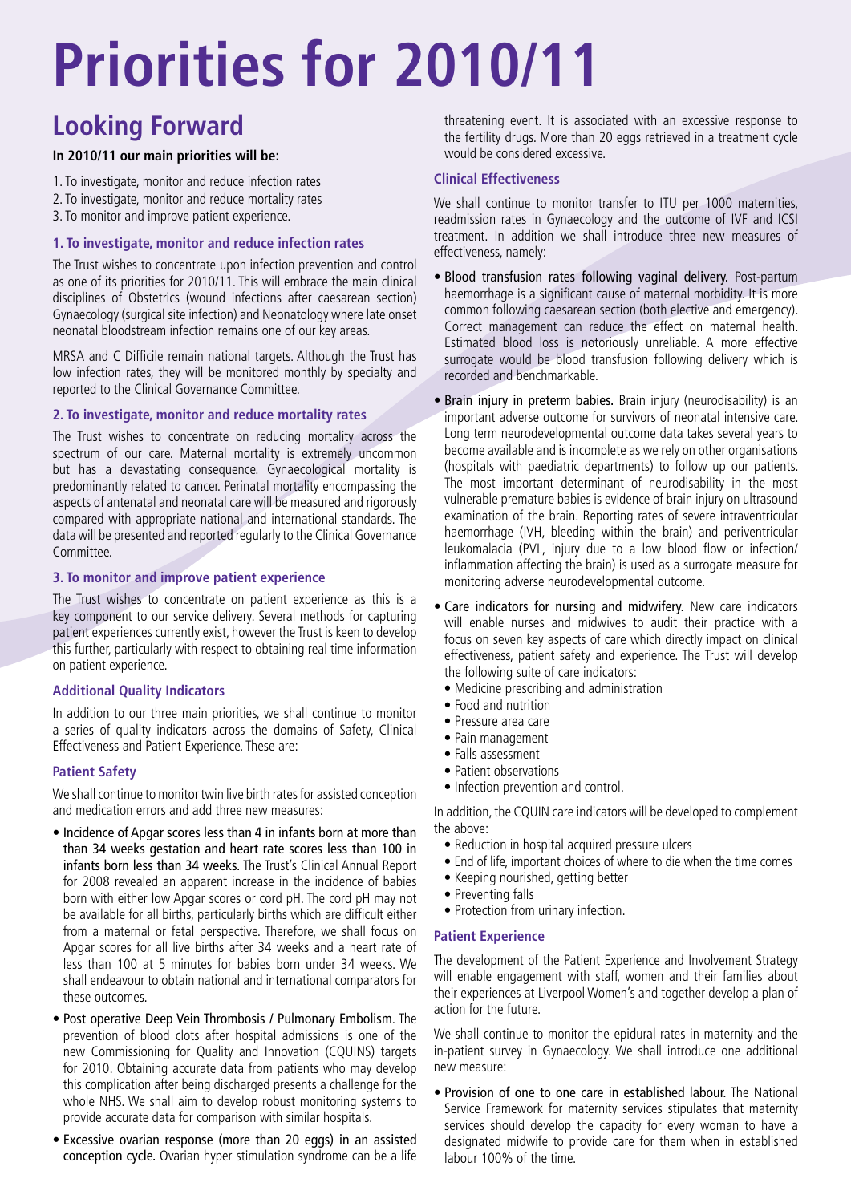# Priorities for 2010/11

## Looking Forward

**In 2010/11 our main priorities will be:**

1. To investigate, monitor and reduce infection rates
2. To investigate, monitor and reduce mortality rates
3. To monitor and improve patient experience.

### 1. To investigate, monitor and reduce infection rates

The Trust wishes to concentrate upon infection prevention and control as one of its priorities for 2010/11. This will embrace the main clinical disciplines of Obstetrics (wound infections after caesarean section) Gynaecology (surgical site infection) and Neonatology where late onset neonatal bloodstream infection remains one of our key areas.

MRSA and C Difficile remain national targets. Although the Trust has low infection rates, they will be monitored monthly by specialty and reported to the Clinical Governance Committee.

### 2. To investigate, monitor and reduce mortality rates

The Trust wishes to concentrate on reducing mortality across the spectrum of our care. Maternal mortality is extremely uncommon but has a devastating consequence. Gynaecological mortality is predominantly related to cancer. Perinatal mortality encompassing the aspects of antenatal and neonatal care will be measured and rigorously compared with appropriate national and international standards. The data will be presented and reported regularly to the Clinical Governance Committee.

### 3. To monitor and improve patient experience

The Trust wishes to concentrate on patient experience as this is a key component to our service delivery. Several methods for capturing patient experiences currently exist, however the Trust is keen to develop this further, particularly with respect to obtaining real time information on patient experience.

### Additional Quality Indicators

In addition to our three main priorities, we shall continue to monitor a series of quality indicators across the domains of Safety, Clinical Effectiveness and Patient Experience. These are:

### Patient Safety

We shall continue to monitor twin live birth rates for assisted conception and medication errors and add three new measures:

- Incidence of Apgar scores less than 4 in infants born at more than than 34 weeks gestation and heart rate scores less than 100 in infants born less than 34 weeks. The Trust's Clinical Annual Report for 2008 revealed an apparent increase in the incidence of babies born with either low Apgar scores or cord pH. The cord pH may not be available for all births, particularly births which are difficult either from a maternal or fetal perspective. Therefore, we shall focus on Apgar scores for all live births after 34 weeks and a heart rate of less than 100 at 5 minutes for babies born under 34 weeks. We shall endeavour to obtain national and international comparators for these outcomes.
- Post operative Deep Vein Thrombosis / Pulmonary Embolism. The prevention of blood clots after hospital admissions is one of the new Commissioning for Quality and Innovation (CQUINS) targets for 2010. Obtaining accurate data from patients who may develop this complication after being discharged presents a challenge for the whole NHS. We shall aim to develop robust monitoring systems to provide accurate data for comparison with similar hospitals.
- Excessive ovarian response (more than 20 eggs) in an assisted conception cycle. Ovarian hyper stimulation syndrome can be a life threatening event. It is associated with an excessive response to the fertility drugs. More than 20 eggs retrieved in a treatment cycle would be considered excessive.

### Clinical Effectiveness

We shall continue to monitor transfer to ITU per 1000 maternities, readmission rates in Gynaecology and the outcome of IVF and ICSI treatment. In addition we shall introduce three new measures of effectiveness, namely:

- Blood transfusion rates following vaginal delivery. Post-partum haemorrhage is a significant cause of maternal morbidity. It is more common following caesarean section (both elective and emergency). Correct management can reduce the effect on maternal health. Estimated blood loss is notoriously unreliable. A more effective surrogate would be blood transfusion following delivery which is recorded and benchmarkable.
- Brain injury in preterm babies. Brain injury (neurodisability) is an important adverse outcome for survivors of neonatal intensive care. Long term neurodevelopmental outcome data takes several years to become available and is incomplete as we rely on other organisations (hospitals with paediatric departments) to follow up our patients. The most important determinant of neurodisability in the most vulnerable premature babies is evidence of brain injury on ultrasound examination of the brain. Reporting rates of severe intraventricular haemorrhage (IVH, bleeding within the brain) and periventricular leukomalacia (PVL, injury due to a low blood flow or infection/inflammation affecting the brain) is used as a surrogate measure for monitoring adverse neurodevelopmental outcome.
- Care indicators for nursing and midwifery. New care indicators will enable nurses and midwives to audit their practice with a focus on seven key aspects of care which directly impact on clinical effectiveness, patient safety and experience. The Trust will develop the following suite of care indicators:
  - Medicine prescribing and administration
  - Food and nutrition
  - Pressure area care
  - Pain management
  - Falls assessment
  - Patient observations
  - Infection prevention and control.

In addition, the CQUIN care indicators will be developed to complement the above:

- Reduction in hospital acquired pressure ulcers
- End of life, important choices of where to die when the time comes
- Keeping nourished, getting better
- Preventing falls
- Protection from urinary infection.

### Patient Experience

The development of the Patient Experience and Involvement Strategy will enable engagement with staff, women and their families about their experiences at Liverpool Women's and together develop a plan of action for the future.

We shall continue to monitor the epidural rates in maternity and the in-patient survey in Gynaecology. We shall introduce one additional new measure:

- Provision of one to one care in established labour. The National Service Framework for maternity services stipulates that maternity services should develop the capacity for every woman to have a designated midwife to provide care for them when in established labour 100% of the time.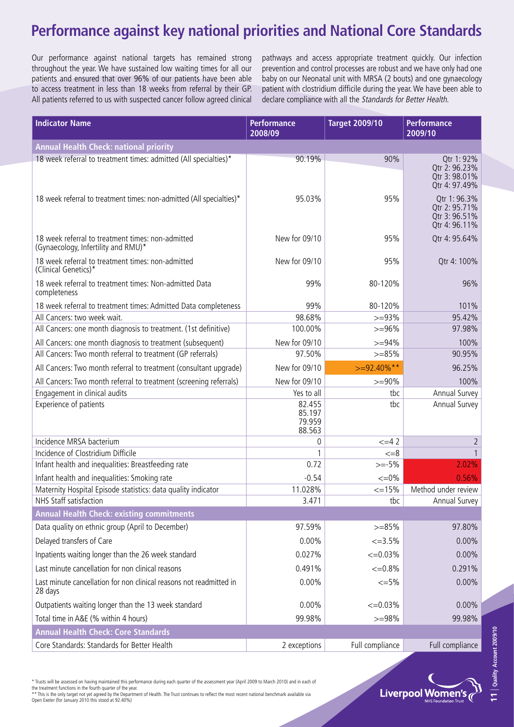# Performance against key national priorities and National Core Standards

Our performance against national targets has remained strong throughout the year. We have sustained low waiting times for all our patients and ensured that over 96% of our patients have been able to access treatment in less than 18 weeks from referral by their GP. All patients referred to us with suspected cancer follow agreed clinical pathways and access appropriate treatment quickly. Our infection prevention and control processes are robust and we have only had one baby on our Neonatal unit with MRSA (2 bouts) and one gynaecology patient with clostridium difficile during the year. We have been able to declare compliance with all the *Standards for Better Health.*

| Indicator Name | Performance 2008/09 | Target 2009/10 | Performance 2009/10 |
|---|---|---|---|
| **Annual Health Check: national priority** | | | |
| 18 week referral to treatment times: admitted (All specialties)* | 90.19% | 90% | Qtr 1: 92%<br>Qtr 2: 96.23%<br>Qtr 3: 98.01%<br>Qtr 4: 97.49% |
| 18 week referral to treatment times: non-admitted (All specialties)* | 95.03% | 95% | Qtr 1: 96.3%<br>Qtr 2: 95.71%<br>Qtr 3: 96.51%<br>Qtr 4: 96.11% |
| 18 week referral to treatment times: non-admitted (Gynaecology, Infertility and RMU)* | New for 09/10 | 95% | Qtr 4: 95.64% |
| 18 week referral to treatment times: non-admitted (Clinical Genetics)* | New for 09/10 | 95% | Qtr 4: 100% |
| 18 week referral to treatment times: Non-admitted Data completeness | 99% | 80-120% | 96% |
| 18 week referral to treatment times: Admitted Data completeness | 99% | 80-120% | 101% |
| All Cancers: two week wait. | 98.68% | >=93% | 95.42% |
| All Cancers: one month diagnosis to treatment. (1st definitive) | 100.00% | >=96% | 97.98% |
| All Cancers: one month diagnosis to treatment (subsequent) | New for 09/10 | >=94% | 100% |
| All Cancers: Two month referral to treatment (GP referrals) | 97.50% | >=85% | 90.95% |
| All Cancers: Two month referral to treatment (consultant upgrade) | New for 09/10 | >=92.40%** | 96.25% |
| All Cancers: Two month referral to treatment (screening referrals) | New for 09/10 | >=90% | 100% |
| Engagement in clinical audits | Yes to all | tbc | Annual Survey |
| Experience of patients | 82.455<br>85.197<br>79.959<br>88.563 | tbc | Annual Survey |
| Incidence MRSA bacterium | 0 | <=4 2 | 2 |
| Incidence of Clostridium Difficile | 1 | <=8 | 1 |
| Infant health and inequalities: Breastfeeding rate | 0.72 | >=-5% | 2.02% |
| Infant health and inequalities: Smoking rate | -0.54 | <=0% | 0.56% |
| Maternity Hospital Episode statistics: data quality indicator | 11.028% | <=15% | Method under review |
| NHS Staff satisfaction | 3.471 | tbc | Annual Survey |
| **Annual Health Check: existing commitments** | | | |
| Data quality on ethnic group (April to December) | 97.59% | >=85% | 97.80% |
| Delayed transfers of Care | 0.00% | <=3.5% | 0.00% |
| Inpatients waiting longer than the 26 week standard | 0.027% | <=0.03% | 0.00% |
| Last minute cancellation for non clinical reasons | 0.491% | <=0.8% | 0.291% |
| Last minute cancellation for non clinical reasons not readmitted in 28 days | 0.00% | <=5% | 0.00% |
| Outpatients waiting longer than the 13 week standard | 0.00% | <=0.03% | 0.00% |
| Total time in A&E (% within 4 hours) | 99.98% | >=98% | 99.98% |
| **Annual Health Check: Core Standards** | | | |
| Core Standards: Standards for Better Health | 2 exceptions | Full compliance | Full compliance |

\* Trusts will be assessed on having maintained this performance during each quarter of the assessment year (April 2009 to March 2010) and in each of the treatment functions in the fourth quarter of the year.

** This is the only target not yet agreed by the Department of Health. The Trust continues to reflect the most recent national benchmark available via Open Exeter (for January 2010 this stood at 92.40%)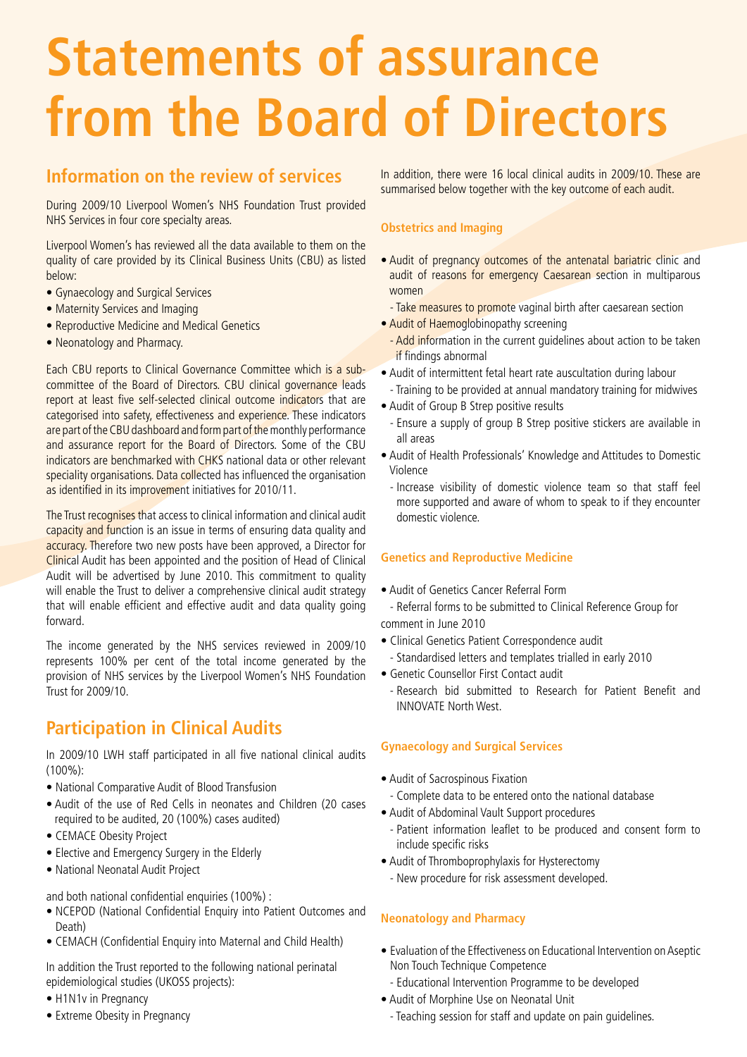# Statements of assurance from the Board of Directors

## Information on the review of services

During 2009/10 Liverpool Women's NHS Foundation Trust provided NHS Services in four core specialty areas.

Liverpool Women's has reviewed all the data available to them on the quality of care provided by its Clinical Business Units (CBU) as listed below:

- Gynaecology and Surgical Services
- Maternity Services and Imaging
- Reproductive Medicine and Medical Genetics
- Neonatology and Pharmacy.

Each CBU reports to Clinical Governance Committee which is a sub-committee of the Board of Directors. CBU clinical governance leads report at least five self-selected clinical outcome indicators that are categorised into safety, effectiveness and experience. These indicators are part of the CBU dashboard and form part of the monthly performance and assurance report for the Board of Directors. Some of the CBU indicators are benchmarked with CHKS national data or other relevant speciality organisations. Data collected has influenced the organisation as identified in its improvement initiatives for 2010/11.

The Trust recognises that access to clinical information and clinical audit capacity and function is an issue in terms of ensuring data quality and accuracy. Therefore two new posts have been approved, a Director for Clinical Audit has been appointed and the position of Head of Clinical Audit will be advertised by June 2010. This commitment to quality will enable the Trust to deliver a comprehensive clinical audit strategy that will enable efficient and effective audit and data quality going forward.

The income generated by the NHS services reviewed in 2009/10 represents 100% per cent of the total income generated by the provision of NHS services by the Liverpool Women's NHS Foundation Trust for 2009/10.

## Participation in Clinical Audits

In 2009/10 LWH staff participated in all five national clinical audits (100%):

- National Comparative Audit of Blood Transfusion
- Audit of the use of Red Cells in neonates and Children (20 cases required to be audited, 20 (100%) cases audited)
- CEMACE Obesity Project
- Elective and Emergency Surgery in the Elderly
- National Neonatal Audit Project

and both national confidential enquiries (100%) :

- NCEPOD (National Confidential Enquiry into Patient Outcomes and Death)
- CEMACH (Confidential Enquiry into Maternal and Child Health)

In addition the Trust reported to the following national perinatal epidemiological studies (UKOSS projects):

- H1N1v in Pregnancy
- Extreme Obesity in Pregnancy

In addition, there were 16 local clinical audits in 2009/10. These are summarised below together with the key outcome of each audit.

### Obstetrics and Imaging

- Audit of pregnancy outcomes of the antenatal bariatric clinic and audit of reasons for emergency Caesarean section in multiparous women
  - Take measures to promote vaginal birth after caesarean section
- Audit of Haemoglobinopathy screening
  - Add information in the current guidelines about action to be taken if findings abnormal
- Audit of intermittent fetal heart rate auscultation during labour
  - Training to be provided at annual mandatory training for midwives
- Audit of Group B Strep positive results
  - Ensure a supply of group B Strep positive stickers are available in all areas
- Audit of Health Professionals' Knowledge and Attitudes to Domestic Violence
  - Increase visibility of domestic violence team so that staff feel more supported and aware of whom to speak to if they encounter domestic violence.

### Genetics and Reproductive Medicine

- Audit of Genetics Cancer Referral Form
  - Referral forms to be submitted to Clinical Reference Group for comment in June 2010
- Clinical Genetics Patient Correspondence audit
  - Standardised letters and templates trialled in early 2010
- Genetic Counsellor First Contact audit
  - Research bid submitted to Research for Patient Benefit and INNOVATE North West.

### Gynaecology and Surgical Services

- Audit of Sacrospinous Fixation
  - Complete data to be entered onto the national database
- Audit of Abdominal Vault Support procedures
  - Patient information leaflet to be produced and consent form to include specific risks
- Audit of Thromboprophylaxis for Hysterectomy
  - New procedure for risk assessment developed.

### Neonatology and Pharmacy

- Evaluation of the Effectiveness on Educational Intervention on Aseptic Non Touch Technique Competence
  - Educational Intervention Programme to be developed
- Audit of Morphine Use on Neonatal Unit
  - Teaching session for staff and update on pain guidelines.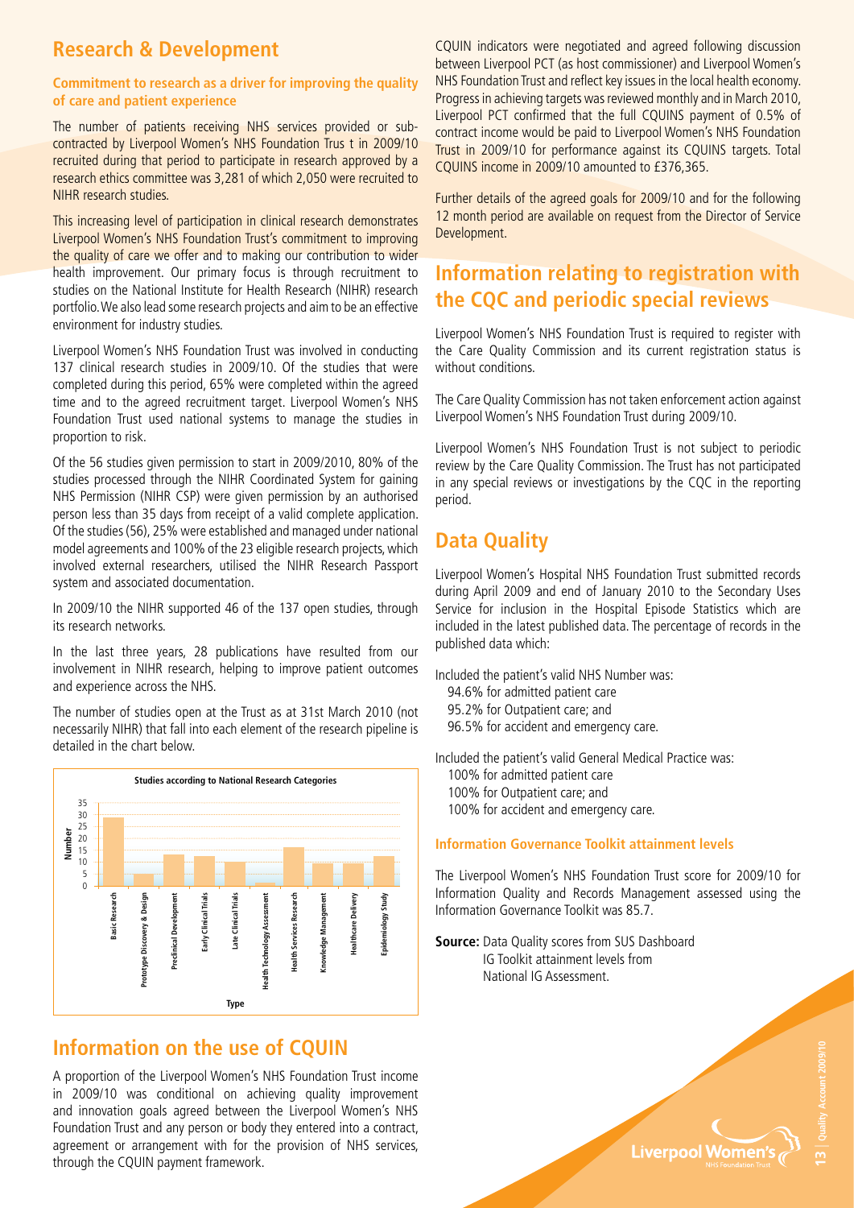## Research & Development

**Commitment to research as a driver for improving the quality of care and patient experience**

The number of patients receiving NHS services provided or sub-contracted by Liverpool Women's NHS Foundation Trus t in 2009/10 recruited during that period to participate in research approved by a research ethics committee was 3,281 of which 2,050 were recruited to NIHR research studies.

This increasing level of participation in clinical research demonstrates Liverpool Women's NHS Foundation Trust's commitment to improving the quality of care we offer and to making our contribution to wider health improvement. Our primary focus is through recruitment to studies on the National Institute for Health Research (NIHR) research portfolio. We also lead some research projects and aim to be an effective environment for industry studies.

Liverpool Women's NHS Foundation Trust was involved in conducting 137 clinical research studies in 2009/10. Of the studies that were completed during this period, 65% were completed within the agreed time and to the agreed recruitment target. Liverpool Women's NHS Foundation Trust used national systems to manage the studies in proportion to risk.

Of the 56 studies given permission to start in 2009/2010, 80% of the studies processed through the NIHR Coordinated System for gaining NHS Permission (NIHR CSP) were given permission by an authorised person less than 35 days from receipt of a valid complete application. Of the studies (56), 25% were established and managed under national model agreements and 100% of the 23 eligible research projects, which involved external researchers, utilised the NIHR Research Passport system and associated documentation.

In 2009/10 the NIHR supported 46 of the 137 open studies, through its research networks.

In the last three years, 28 publications have resulted from our involvement in NIHR research, helping to improve patient outcomes and experience across the NHS.

The number of studies open at the Trust as at 31st March 2010 (not necessarily NIHR) that fall into each element of the research pipeline is detailed in the chart below.

**Studies according to National Research Categories**

| Type | Number |
|---|---|
| Basic Research | 28 |
| Prototype Discovery & Design | 5 |
| Preclinical Development | 13 |
| Early Clinical Trials | 12 |
| Late Clinical Trials | 10 |
| Health Technology Assessment | 1 |
| Health Services Research | 16 |
| Knowledge Management | 9 |
| Healthcare Delivery | 9 |
| Epidemiology Study | 12 |

## Information on the use of CQUIN

A proportion of the Liverpool Women's NHS Foundation Trust income in 2009/10 was conditional on achieving quality improvement and innovation goals agreed between the Liverpool Women's NHS Foundation Trust and any person or body they entered into a contract, agreement or arrangement with for the provision of NHS services, through the CQUIN payment framework.

CQUIN indicators were negotiated and agreed following discussion between Liverpool PCT (as host commissioner) and Liverpool Women's NHS Foundation Trust and reflect key issues in the local health economy. Progress in achieving targets was reviewed monthly and in March 2010, Liverpool PCT confirmed that the full CQUINS payment of 0.5% of contract income would be paid to Liverpool Women's NHS Foundation Trust in 2009/10 for performance against its CQUINS targets. Total CQUINS income in 2009/10 amounted to £376,365.

Further details of the agreed goals for 2009/10 and for the following 12 month period are available on request from the Director of Service Development.

## Information relating to registration with the CQC and periodic special reviews

Liverpool Women's NHS Foundation Trust is required to register with the Care Quality Commission and its current registration status is without conditions.

The Care Quality Commission has not taken enforcement action against Liverpool Women's NHS Foundation Trust during 2009/10.

Liverpool Women's NHS Foundation Trust is not subject to periodic review by the Care Quality Commission. The Trust has not participated in any special reviews or investigations by the CQC in the reporting period.

## Data Quality

Liverpool Women's Hospital NHS Foundation Trust submitted records during April 2009 and end of January 2010 to the Secondary Uses Service for inclusion in the Hospital Episode Statistics which are included in the latest published data. The percentage of records in the published data which:

Included the patient's valid NHS Number was:

- 94.6% for admitted patient care
- 95.2% for Outpatient care; and
- 96.5% for accident and emergency care.

Included the patient's valid General Medical Practice was:

- 100% for admitted patient care
- 100% for Outpatient care; and
- 100% for accident and emergency care.

### Information Governance Toolkit attainment levels

The Liverpool Women's NHS Foundation Trust score for 2009/10 for Information Quality and Records Management assessed using the Information Governance Toolkit was 85.7.

**Source:** Data Quality scores from SUS Dashboard
IG Toolkit attainment levels from
National IG Assessment.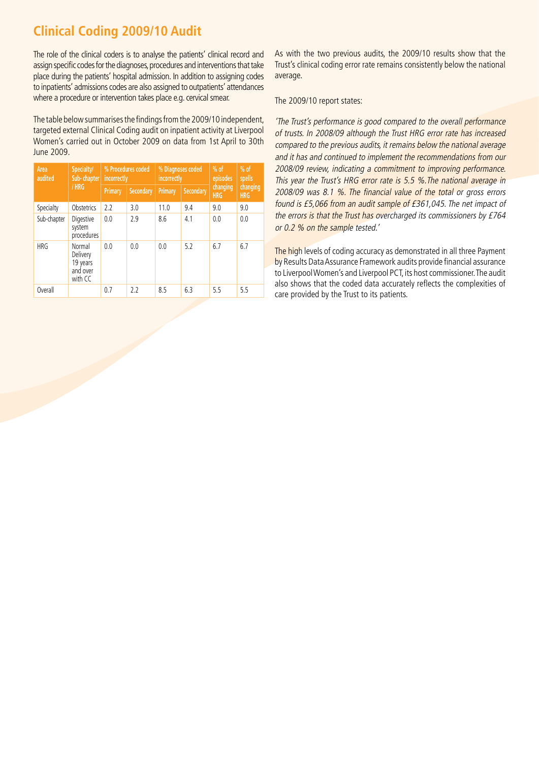## Clinical Coding 2009/10 Audit

The role of the clinical coders is to analyse the patients' clinical record and assign specific codes for the diagnoses, procedures and interventions that take place during the patients' hospital admission. In addition to assigning codes to inpatients' admissions codes are also assigned to outpatients' attendances where a procedure or intervention takes place e.g. cervical smear.

The table below summarises the findings from the 2009/10 independent, targeted external Clinical Coding audit on inpatient activity at Liverpool Women's carried out in October 2009 on data from 1st April to 30th June 2009.

| Area audited | Specialty/ Sub- chapter / HRG | % Procedures coded incorrectly | | % Diagnoses coded incorrectly | | % of episodes changing HRG | % of spells changing HRG |
|---|---|---|---|---|---|---|---|
| | | Primary | Secondary | Primary | Secondary | | |
| Specialty | Obstetrics | 2.2 | 3.0 | 11.0 | 9.4 | 9.0 | 9.0 |
| Sub-chapter | Digestive system procedures | 0.0 | 2.9 | 8.6 | 4.1 | 0.0 | 0.0 |
| HRG | Normal Delivery 19 years and over with CC | 0.0 | 0.0 | 0.0 | 5.2 | 6.7 | 6.7 |
| Overall | | 0.7 | 2.2 | 8.5 | 6.3 | 5.5 | 5.5 |

As with the two previous audits, the 2009/10 results show that the Trust's clinical coding error rate remains consistently below the national average.

The 2009/10 report states:

*'The Trust's performance is good compared to the overall performance of trusts. In 2008/09 although the Trust HRG error rate has increased compared to the previous audits, it remains below the national average and it has and continued to implement the recommendations from our 2008/09 review, indicating a commitment to improving performance. This year the Trust's HRG error rate is 5.5 %.The national average in 2008/09 was 8.1 %. The financial value of the total or gross errors found is £5,066 from an audit sample of £361,045. The net impact of the errors is that the Trust has overcharged its commissioners by £764 or 0.2 % on the sample tested.'*

The high levels of coding accuracy as demonstrated in all three Payment by Results Data Assurance Framework audits provide financial assurance to Liverpool Women's and Liverpool PCT, its host commissioner. The audit also shows that the coded data accurately reflects the complexities of care provided by the Trust to its patients.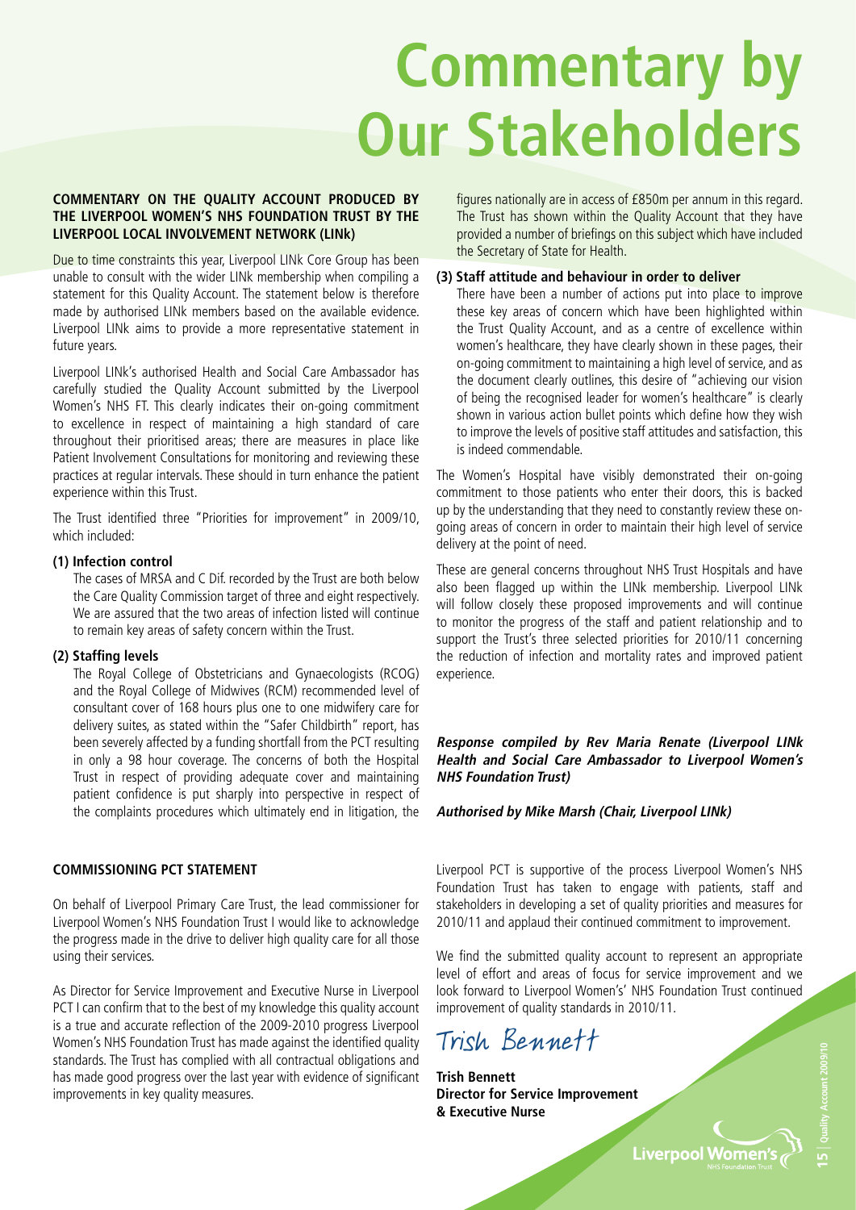# Commentary by Our Stakeholders

**COMMENTARY ON THE QUALITY ACCOUNT PRODUCED BY THE LIVERPOOL WOMEN'S NHS FOUNDATION TRUST BY THE LIVERPOOL LOCAL INVOLVEMENT NETWORK (LINk)**

Due to time constraints this year, Liverpool LINk Core Group has been unable to consult with the wider LINk membership when compiling a statement for this Quality Account. The statement below is therefore made by authorised LINk members based on the available evidence. Liverpool LINk aims to provide a more representative statement in future years.

Liverpool LINk's authorised Health and Social Care Ambassador has carefully studied the Quality Account submitted by the Liverpool Women's NHS FT. This clearly indicates their on-going commitment to excellence in respect of maintaining a high standard of care throughout their prioritised areas; there are measures in place like Patient Involvement Consultations for monitoring and reviewing these practices at regular intervals. These should in turn enhance the patient experience within this Trust.

The Trust identified three "Priorities for improvement" in 2009/10, which included:

**(1) Infection control**

The cases of MRSA and C Dif. recorded by the Trust are both below the Care Quality Commission target of three and eight respectively. We are assured that the two areas of infection listed will continue to remain key areas of safety concern within the Trust.

**(2) Staffing levels**

The Royal College of Obstetricians and Gynaecologists (RCOG) and the Royal College of Midwives (RCM) recommended level of consultant cover of 168 hours plus one to one midwifery care for delivery suites, as stated within the "Safer Childbirth" report, has been severely affected by a funding shortfall from the PCT resulting in only a 98 hour coverage. The concerns of both the Hospital Trust in respect of providing adequate cover and maintaining patient confidence is put sharply into perspective in respect of the complaints procedures which ultimately end in litigation, the figures nationally are in access of £850m per annum in this regard. The Trust has shown within the Quality Account that they have provided a number of briefings on this subject which have included the Secretary of State for Health.

**(3) Staff attitude and behaviour in order to deliver**

There have been a number of actions put into place to improve these key areas of concern which have been highlighted within the Trust Quality Account, and as a centre of excellence within women's healthcare, they have clearly shown in these pages, their on-going commitment to maintaining a high level of service, and as the document clearly outlines, this desire of "achieving our vision of being the recognised leader for women's healthcare" is clearly shown in various action bullet points which define how they wish to improve the levels of positive staff attitudes and satisfaction, this is indeed commendable.

The Women's Hospital have visibly demonstrated their on-going commitment to those patients who enter their doors, this is backed up by the understanding that they need to constantly review these on-going areas of concern in order to maintain their high level of service delivery at the point of need.

These are general concerns throughout NHS Trust Hospitals and have also been flagged up within the LINk membership. Liverpool LINk will follow closely these proposed improvements and will continue to monitor the progress of the staff and patient relationship and to support the Trust's three selected priorities for 2010/11 concerning the reduction of infection and mortality rates and improved patient experience.

***Response compiled by Rev Maria Renate (Liverpool LINk Health and Social Care Ambassador to Liverpool Women's NHS Foundation Trust)***

***Authorised by Mike Marsh (Chair, Liverpool LINk)***

**COMMISSIONING PCT STATEMENT**

On behalf of Liverpool Primary Care Trust, the lead commissioner for Liverpool Women's NHS Foundation Trust I would like to acknowledge the progress made in the drive to deliver high quality care for all those using their services.

As Director for Service Improvement and Executive Nurse in Liverpool PCT I can confirm that to the best of my knowledge this quality account is a true and accurate reflection of the 2009-2010 progress Liverpool Women's NHS Foundation Trust has made against the identified quality standards. The Trust has complied with all contractual obligations and has made good progress over the last year with evidence of significant improvements in key quality measures.

Liverpool PCT is supportive of the process Liverpool Women's NHS Foundation Trust has taken to engage with patients, staff and stakeholders in developing a set of quality priorities and measures for 2010/11 and applaud their continued commitment to improvement.

We find the submitted quality account to represent an appropriate level of effort and areas of focus for service improvement and we look forward to Liverpool Women's' NHS Foundation Trust continued improvement of quality standards in 2010/11.

Trish Bennett

**Trish Bennett**
**Director for Service Improvement**
**& Executive Nurse**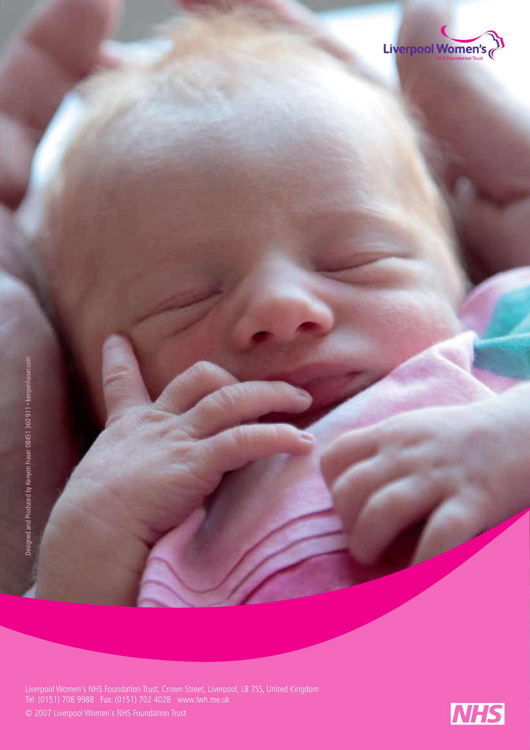Liverpool Women's NHS Foundation Trust

Designed and Produced by Kenyon Fraser 08451 360 911 • kenyonfraser.com

Liverpool Women's NHS Foundation Trust, Crown Street, Liverpool, L8 7SS, United Kingdom
Tel: (0151) 708 9988 Fax: (0151) 702 4028 www.lwh.me.uk

© 2007 Liverpool Women's NHS Foundation Trust

NHS